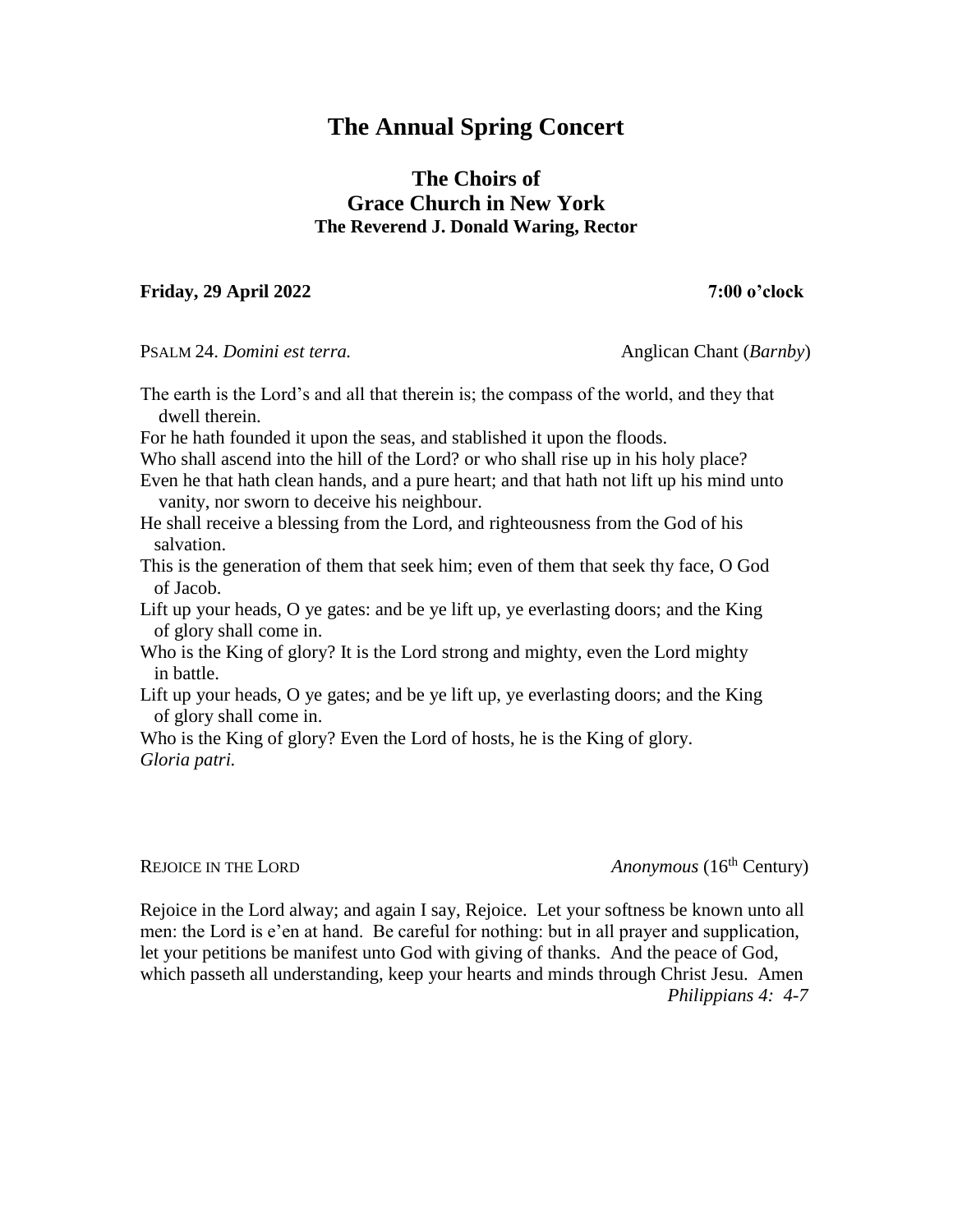# The Annual Spring Concert

## The Choirs of
## Grace Church in New York
### The Reverend J. Donald Waring, Rector

**Friday, 29 April 2022** **7:00 o'clock**

PSALM 24. *Domini est terra.* Anglican Chant (*Barnby*)

The earth is the Lord's and all that therein is; the compass of the world, and they that dwell therein.
For he hath founded it upon the seas, and stablished it upon the floods.
Who shall ascend into the hill of the Lord? or who shall rise up in his holy place?
Even he that hath clean hands, and a pure heart; and that hath not lift up his mind unto vanity, nor sworn to deceive his neighbour.
He shall receive a blessing from the Lord, and righteousness from the God of his salvation.
This is the generation of them that seek him; even of them that seek thy face, O God of Jacob.
Lift up your heads, O ye gates: and be ye lift up, ye everlasting doors; and the King of glory shall come in.
Who is the King of glory? It is the Lord strong and mighty, even the Lord mighty in battle.
Lift up your heads, O ye gates; and be ye lift up, ye everlasting doors; and the King of glory shall come in.
Who is the King of glory? Even the Lord of hosts, he is the King of glory.
*Gloria patri.*

REJOICE IN THE LORD *Anonymous* (16th Century)

Rejoice in the Lord alway; and again I say, Rejoice. Let your softness be known unto all men: the Lord is e'en at hand. Be careful for nothing: but in all prayer and supplication, let your petitions be manifest unto God with giving of thanks. And the peace of God, which passeth all understanding, keep your hearts and minds through Christ Jesu. Amen

*Philippians 4: 4-7*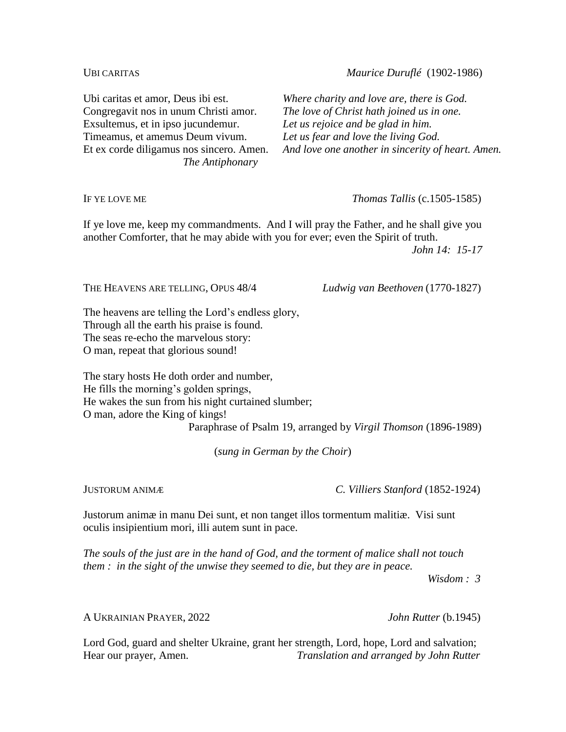UBI CARITAS *Maurice Duruflé* (1902-1986)

| | |
|---|---|
| Ubi caritas et amor, Deus ibi est. | *Where charity and love are, there is God.* |
| Congregavit nos in unum Christi amor. | *The love of Christ hath joined us in one.* |
| Exsultemus, et in ipso jucundemur. | *Let us rejoice and be glad in him.* |
| Timeamus, et amemus Deum vivum. | *Let us fear and love the living God.* |
| Et ex corde diligamus nos sincero. Amen. | *And love one another in sincerity of heart. Amen.* |

*The Antiphonary*

IF YE LOVE ME *Thomas Tallis* (c.1505-1585)

If ye love me, keep my commandments. And I will pray the Father, and he shall give you another Comforter, that he may abide with you for ever; even the Spirit of truth.

*John 14: 15-17*

THE HEAVENS ARE TELLING, OPUS 48/4 *Ludwig van Beethoven* (1770-1827)

The heavens are telling the Lord's endless glory,
Through all the earth his praise is found.
The seas re-echo the marvelous story:
O man, repeat that glorious sound!

The stary hosts He doth order and number,
He fills the morning's golden springs,
He wakes the sun from his night curtained slumber;
O man, adore the King of kings!

Paraphrase of Psalm 19, arranged by *Virgil Thomson* (1896-1989)

(*sung in German by the Choir*)

JUSTORUM ANIMÆ *C. Villiers Stanford* (1852-1924)

Justorum animæ in manu Dei sunt, et non tanget illos tormentum malitiæ. Visi sunt oculis insipientium mori, illi autem sunt in pace.

*The souls of the just are in the hand of God, and the torment of malice shall not touch them : in the sight of the unwise they seemed to die, but they are in peace.*

*Wisdom : 3*

A UKRAINIAN PRAYER, 2022 *John Rutter* (b.1945)

Lord God, guard and shelter Ukraine, grant her strength, Lord, hope, Lord and salvation; Hear our prayer, Amen.

*Translation and arranged by John Rutter*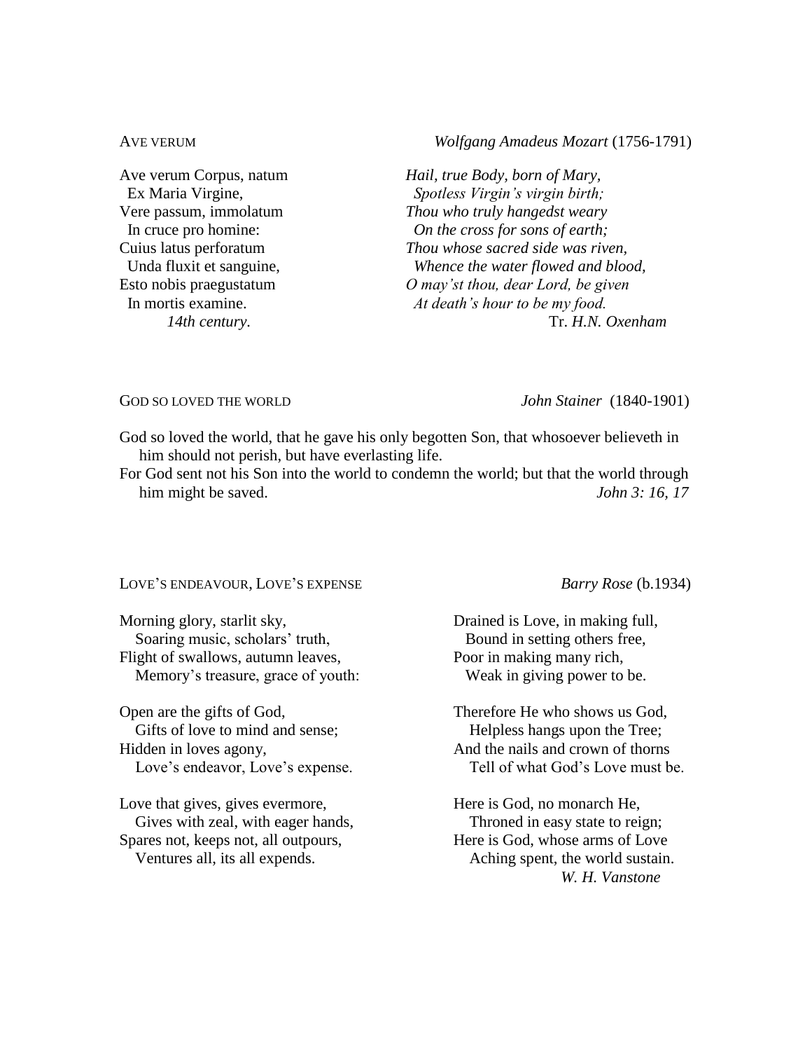AVE VERUM *Wolfgang Amadeus Mozart* (1756-1791)

Ave verum Corpus, natum
  Ex Maria Virgine,
Vere passum, immolatum
  In cruce pro homine:
Cuius latus perforatum
  Unda fluxit et sanguine,
Esto nobis praegustatum
  In mortis examine.
*14th century.*

*Hail, true Body, born of Mary,*
  *Spotless Virgin's virgin birth;*
*Thou who truly hangedst weary*
  *On the cross for sons of earth;*
*Thou whose sacred side was riven,*
  *Whence the water flowed and blood,*
*O may'st thou, dear Lord, be given*
  *At death's hour to be my food.*
Tr. *H.N. Oxenham*

GOD SO LOVED THE WORLD *John Stainer* (1840-1901)

God so loved the world, that he gave his only begotten Son, that whosoever believeth in him should not perish, but have everlasting life.
For God sent not his Son into the world to condemn the world; but that the world through him might be saved. *John 3: 16, 17*

LOVE'S ENDEAVOUR, LOVE'S EXPENSE *Barry Rose* (b.1934)

Morning glory, starlit sky,
  Soaring music, scholars' truth,
Flight of swallows, autumn leaves,
  Memory's treasure, grace of youth:

Open are the gifts of God,
  Gifts of love to mind and sense;
Hidden in loves agony,
  Love's endeavor, Love's expense.

Love that gives, gives evermore,
  Gives with zeal, with eager hands,
Spares not, keeps not, all outpours,
  Ventures all, its all expends.

Drained is Love, in making full,
  Bound in setting others free,
Poor in making many rich,
  Weak in giving power to be.

Therefore He who shows us God,
  Helpless hangs upon the Tree;
And the nails and crown of thorns
  Tell of what God's Love must be.

Here is God, no monarch He,
  Throned in easy state to reign;
Here is God, whose arms of Love
  Aching spent, the world sustain.
*W. H. Vanstone*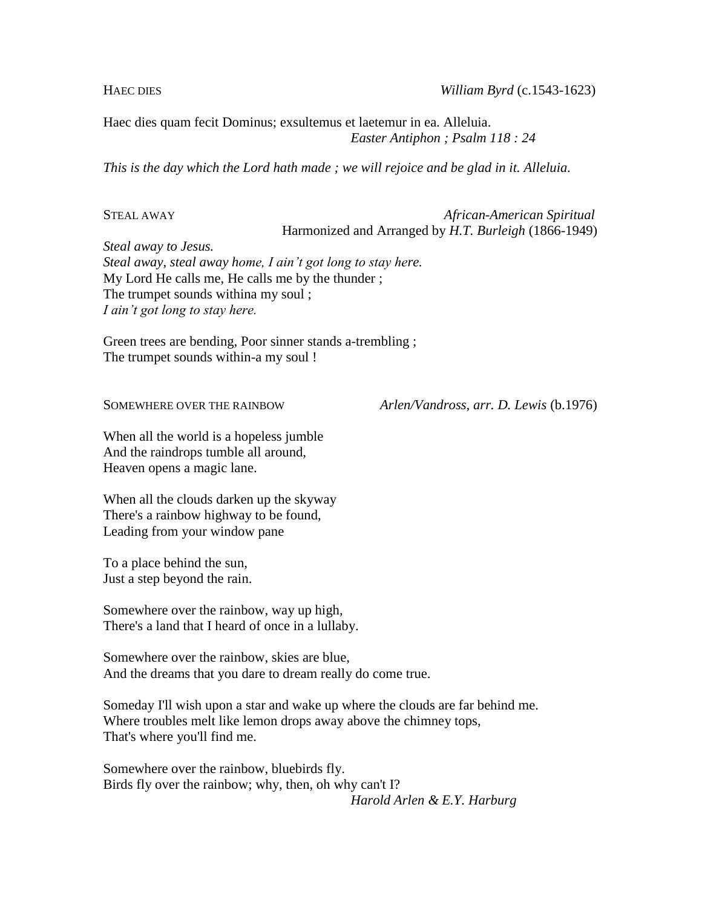HAEC DIES *William Byrd* (c.1543-1623)

Haec dies quam fecit Dominus; exsultemus et laetemur in ea. Alleluia.
*Easter Antiphon ; Psalm 118 : 24*

*This is the day which the Lord hath made ; we will rejoice and be glad in it. Alleluia.*

STEAL AWAY *African-American Spiritual*
Harmonized and Arranged by *H.T. Burleigh* (1866-1949)

*Steal away to Jesus.*
*Steal away, steal away home, I ain't got long to stay here.*
My Lord He calls me, He calls me by the thunder ;
The trumpet sounds withina my soul ;
*I ain't got long to stay here.*

Green trees are bending, Poor sinner stands a-trembling ;
The trumpet sounds within-a my soul !

SOMEWHERE OVER THE RAINBOW *Arlen/Vandross, arr. D. Lewis* (b.1976)

When all the world is a hopeless jumble
And the raindrops tumble all around,
Heaven opens a magic lane.

When all the clouds darken up the skyway
There's a rainbow highway to be found,
Leading from your window pane

To a place behind the sun,
Just a step beyond the rain.

Somewhere over the rainbow, way up high,
There's a land that I heard of once in a lullaby.

Somewhere over the rainbow, skies are blue,
And the dreams that you dare to dream really do come true.

Someday I'll wish upon a star and wake up where the clouds are far behind me.
Where troubles melt like lemon drops away above the chimney tops,
That's where you'll find me.

Somewhere over the rainbow, bluebirds fly.
Birds fly over the rainbow; why, then, oh why can't I?
*Harold Arlen & E.Y. Harburg*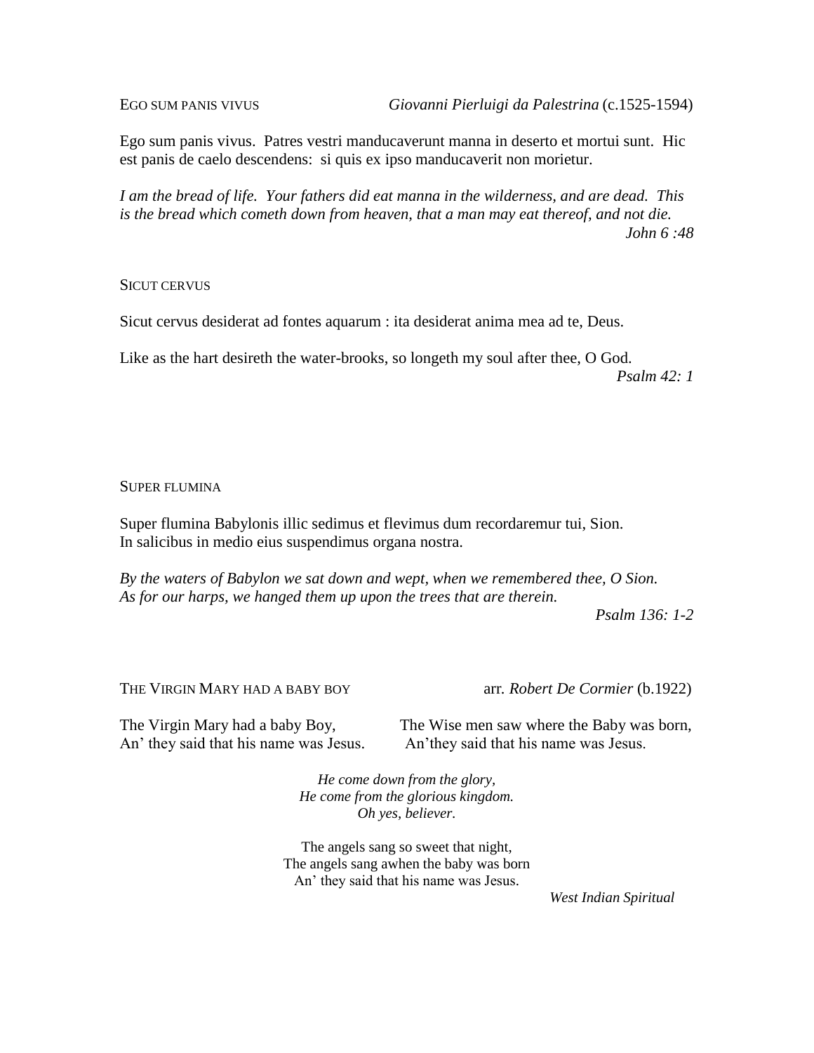EGO SUM PANIS VIVUS *Giovanni Pierluigi da Palestrina* (c.1525-1594)

Ego sum panis vivus. Patres vestri manducaverunt manna in deserto et mortui sunt. Hic est panis de caelo descendens: si quis ex ipso manducaverit non morietur.

*I am the bread of life. Your fathers did eat manna in the wilderness, and are dead. This is the bread which cometh down from heaven, that a man may eat thereof, and not die.*

*John 6 :48*

SICUT CERVUS

Sicut cervus desiderat ad fontes aquarum : ita desiderat anima mea ad te, Deus.

Like as the hart desireth the water-brooks, so longeth my soul after thee, O God.

*Psalm 42: 1*

SUPER FLUMINA

Super flumina Babylonis illic sedimus et flevimus dum recordaremur tui, Sion.
In salicibus in medio eius suspendimus organa nostra.

*By the waters of Babylon we sat down and wept, when we remembered thee, O Sion.*
*As for our harps, we hanged them up upon the trees that are therein.*

*Psalm 136: 1-2*

THE VIRGIN MARY HAD A BABY BOY arr. *Robert De Cormier* (b.1922)

The Virgin Mary had a baby Boy,
An' they said that his name was Jesus.

The Wise men saw where the Baby was born,
An'they said that his name was Jesus.

*He come down from the glory,*
*He come from the glorious kingdom.*
*Oh yes, believer.*

The angels sang so sweet that night,
The angels sang awhen the baby was born
An' they said that his name was Jesus.

*West Indian Spiritual*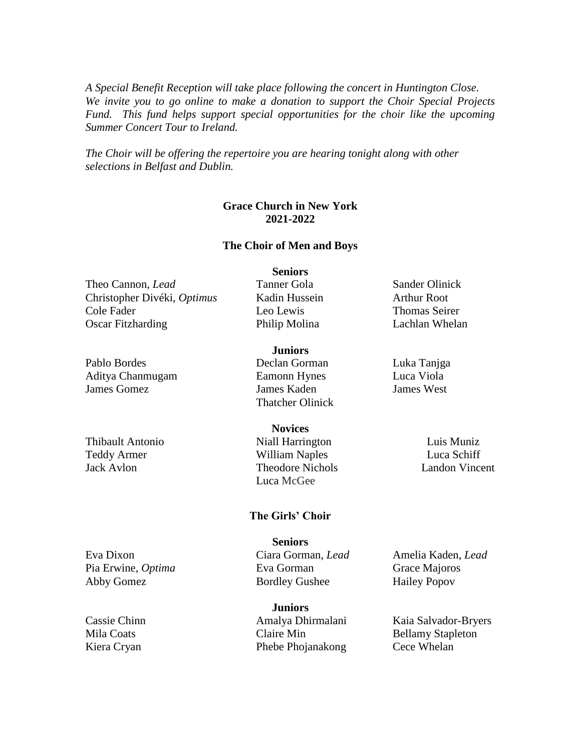*A Special Benefit Reception will take place following the concert in Huntington Close. We invite you to go online to make a donation to support the Choir Special Projects Fund. This fund helps support special opportunities for the choir like the upcoming Summer Concert Tour to Ireland.*

*The Choir will be offering the repertoire you are hearing tonight along with other selections in Belfast and Dublin.*

**Grace Church in New York**
**2021-2022**

**The Choir of Men and Boys**

**Seniors**

Theo Cannon, *Lead*
Christopher Divéki, *Optimus*
Cole Fader
Oscar Fitzharding
Tanner Gola
Kadin Hussein
Leo Lewis
Philip Molina
Sander Olinick
Arthur Root
Thomas Seirer
Lachlan Whelan

**Juniors**

Pablo Bordes
Aditya Chanmugam
James Gomez
Declan Gorman
Eamonn Hynes
James Kaden
Thatcher Olinick
Luka Tanjga
Luca Viola
James West

**Novices**

Thibault Antonio
Teddy Armer
Jack Avlon
Niall Harrington
William Naples
Theodore Nichols
Luca McGee
Luis Muniz
Luca Schiff
Landon Vincent

**The Girls' Choir**

**Seniors**

Eva Dixon
Pia Erwine, *Optima*
Abby Gomez
Ciara Gorman, *Lead*
Eva Gorman
Bordley Gushee
Amelia Kaden, *Lead*
Grace Majoros
Hailey Popov

**Juniors**

Cassie Chinn
Mila Coats
Kiera Cryan
Amalya Dhirmalani
Claire Min
Phebe Phojanakong
Kaia Salvador-Bryers
Bellamy Stapleton
Cece Whelan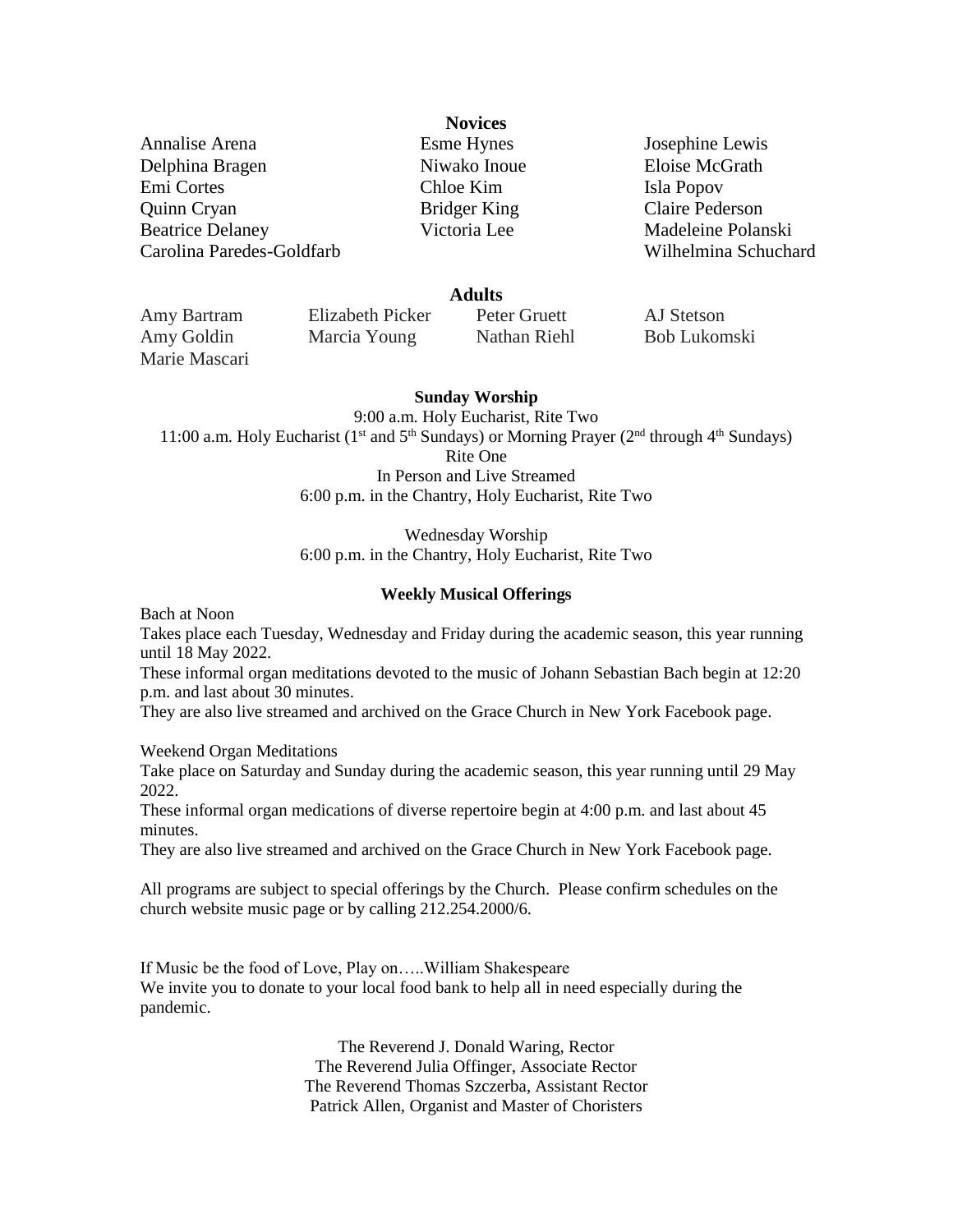**Novices**

Annalise Arena
Delphina Bragen
Emi Cortes
Quinn Cryan
Beatrice Delaney
Carolina Paredes-Goldfarb
Esme Hynes
Niwako Inoue
Chloe Kim
Bridger King
Victoria Lee
Josephine Lewis
Eloise McGrath
Isla Popov
Claire Pederson
Madeleine Polanski
Wilhelmina Schuchard

**Adults**

Amy Bartram
Amy Goldin
Marie Mascari
Elizabeth Picker
Marcia Young
Peter Gruett
Nathan Riehl
AJ Stetson
Bob Lukomski

**Sunday Worship**

9:00 a.m. Holy Eucharist, Rite Two
11:00 a.m. Holy Eucharist (1st and 5th Sundays) or Morning Prayer (2nd through 4th Sundays)
Rite One
In Person and Live Streamed
6:00 p.m. in the Chantry, Holy Eucharist, Rite Two

Wednesday Worship
6:00 p.m. in the Chantry, Holy Eucharist, Rite Two

**Weekly Musical Offerings**

Bach at Noon
Takes place each Tuesday, Wednesday and Friday during the academic season, this year running until 18 May 2022.
These informal organ meditations devoted to the music of Johann Sebastian Bach begin at 12:20 p.m. and last about 30 minutes.
They are also live streamed and archived on the Grace Church in New York Facebook page.

Weekend Organ Meditations
Take place on Saturday and Sunday during the academic season, this year running until 29 May 2022.
These informal organ medications of diverse repertoire begin at 4:00 p.m. and last about 45 minutes.
They are also live streamed and archived on the Grace Church in New York Facebook page.

All programs are subject to special offerings by the Church. Please confirm schedules on the church website music page or by calling 212.254.2000/6.

If Music be the food of Love, Play on…..William Shakespeare
We invite you to donate to your local food bank to help all in need especially during the pandemic.

The Reverend J. Donald Waring, Rector
The Reverend Julia Offinger, Associate Rector
The Reverend Thomas Szczerba, Assistant Rector
Patrick Allen, Organist and Master of Choristers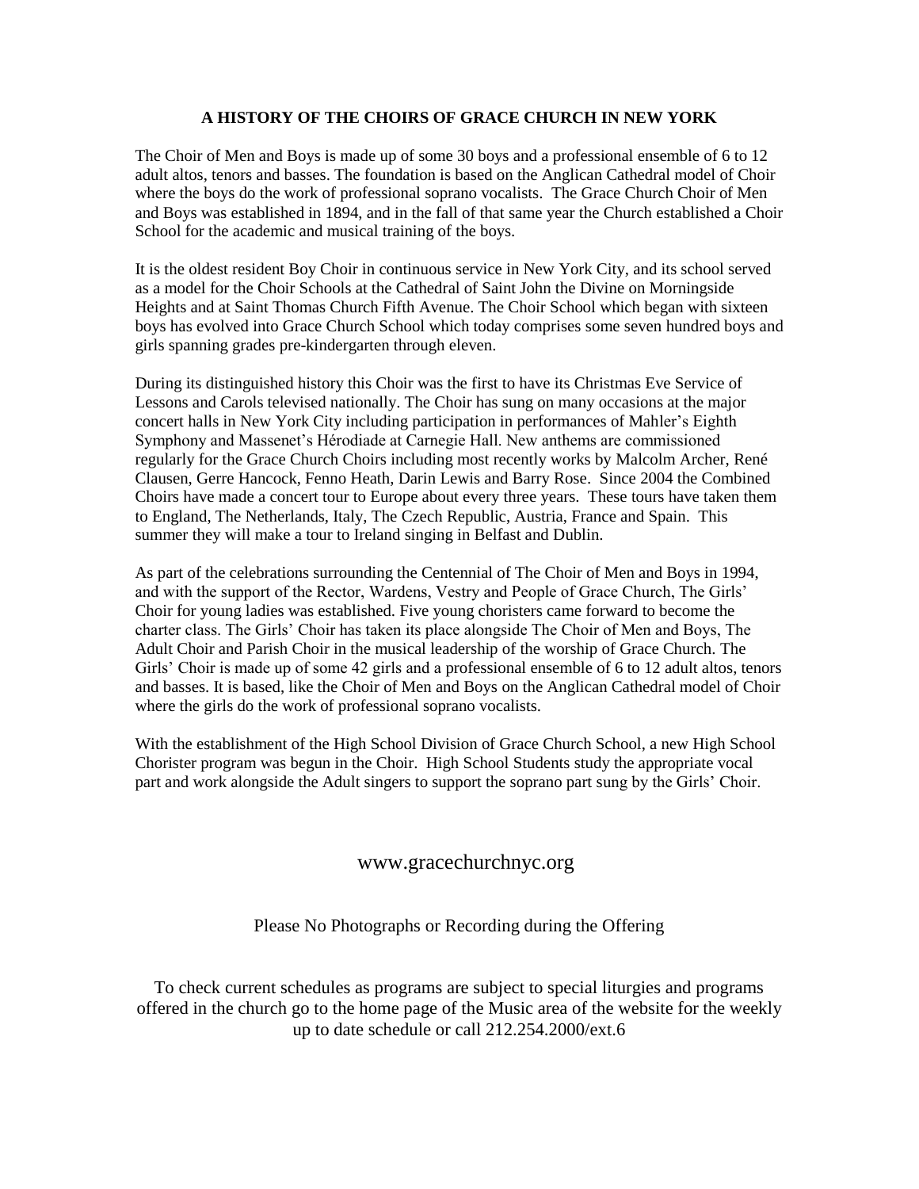# A HISTORY OF THE CHOIRS OF GRACE CHURCH IN NEW YORK

The Choir of Men and Boys is made up of some 30 boys and a professional ensemble of 6 to 12 adult altos, tenors and basses. The foundation is based on the Anglican Cathedral model of Choir where the boys do the work of professional soprano vocalists. The Grace Church Choir of Men and Boys was established in 1894, and in the fall of that same year the Church established a Choir School for the academic and musical training of the boys.

It is the oldest resident Boy Choir in continuous service in New York City, and its school served as a model for the Choir Schools at the Cathedral of Saint John the Divine on Morningside Heights and at Saint Thomas Church Fifth Avenue. The Choir School which began with sixteen boys has evolved into Grace Church School which today comprises some seven hundred boys and girls spanning grades pre-kindergarten through eleven.

During its distinguished history this Choir was the first to have its Christmas Eve Service of Lessons and Carols televised nationally. The Choir has sung on many occasions at the major concert halls in New York City including participation in performances of Mahler's Eighth Symphony and Massenet's Hérodiade at Carnegie Hall. New anthems are commissioned regularly for the Grace Church Choirs including most recently works by Malcolm Archer, René Clausen, Gerre Hancock, Fenno Heath, Darin Lewis and Barry Rose. Since 2004 the Combined Choirs have made a concert tour to Europe about every three years. These tours have taken them to England, The Netherlands, Italy, The Czech Republic, Austria, France and Spain. This summer they will make a tour to Ireland singing in Belfast and Dublin.

As part of the celebrations surrounding the Centennial of The Choir of Men and Boys in 1994, and with the support of the Rector, Wardens, Vestry and People of Grace Church, The Girls' Choir for young ladies was established. Five young choristers came forward to become the charter class. The Girls' Choir has taken its place alongside The Choir of Men and Boys, The Adult Choir and Parish Choir in the musical leadership of the worship of Grace Church. The Girls' Choir is made up of some 42 girls and a professional ensemble of 6 to 12 adult altos, tenors and basses. It is based, like the Choir of Men and Boys on the Anglican Cathedral model of Choir where the girls do the work of professional soprano vocalists.

With the establishment of the High School Division of Grace Church School, a new High School Chorister program was begun in the Choir. High School Students study the appropriate vocal part and work alongside the Adult singers to support the soprano part sung by the Girls' Choir.

www.gracechurchnyc.org

Please No Photographs or Recording during the Offering

To check current schedules as programs are subject to special liturgies and programs offered in the church go to the home page of the Music area of the website for the weekly up to date schedule or call 212.254.2000/ext.6